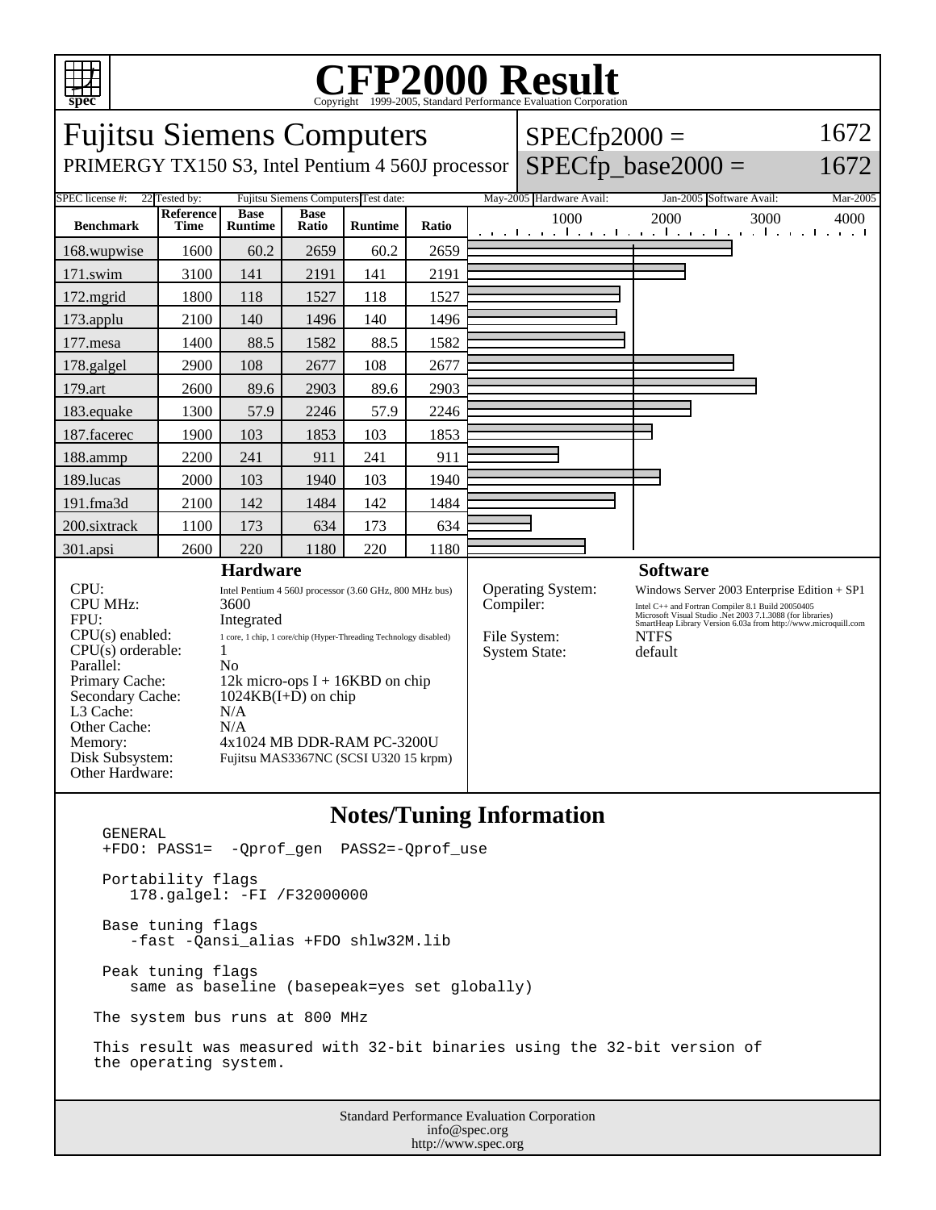# CFP2000 Result

Copyright 1999-2005, Standard Performance Evaluation Corporation

## Fujitsu Siemens Computers

PRIMERGY TX150 S3, Intel Pentium 4 560J processor

SPECfp2000 = 1672

SPECfp_base2000 = 1672

| SPEC license #: | 22 | Tested by: | Fujitsu Siemens Computers | Test date: | May-2005 | Hardware Avail: | Jan-2005 | Software Avail: | Mar-2005 |
|---|---|---|---|---|---|---|---|---|---|

| Benchmark | Reference Time | Base Runtime | Base Ratio | Runtime | Ratio |
|---|---|---|---|---|---|
| 168.wupwise | 1600 | 60.2 | 2659 | 60.2 | 2659 |
| 171.swim | 3100 | 141 | 2191 | 141 | 2191 |
| 172.mgrid | 1800 | 118 | 1527 | 118 | 1527 |
| 173.applu | 2100 | 140 | 1496 | 140 | 1496 |
| 177.mesa | 1400 | 88.5 | 1582 | 88.5 | 1582 |
| 178.galgel | 2900 | 108 | 2677 | 108 | 2677 |
| 179.art | 2600 | 89.6 | 2903 | 89.6 | 2903 |
| 183.equake | 1300 | 57.9 | 2246 | 57.9 | 2246 |
| 187.facerec | 1900 | 103 | 1853 | 103 | 1853 |
| 188.ammp | 2200 | 241 | 911 | 241 | 911 |
| 189.lucas | 2000 | 103 | 1940 | 103 | 1940 |
| 191.fma3d | 2100 | 142 | 1484 | 142 | 1484 |
| 200.sixtrack | 1100 | 173 | 634 | 173 | 634 |
| 301.apsi | 2600 | 220 | 1180 | 220 | 1180 |

### Hardware

| | |
|---|---|
| CPU: | Intel Pentium 4 560J processor (3.60 GHz, 800 MHz bus) |
| CPU MHz: | 3600 |
| FPU: | Integrated |
| CPU(s) enabled: | 1 core, 1 chip, 1 core/chip (Hyper-Threading Technology disabled) |
| CPU(s) orderable: | 1 |
| Parallel: | No |
| Primary Cache: | 12k micro-ops I + 16KBD on chip |
| Secondary Cache: | 1024KB(I+D) on chip |
| L3 Cache: | N/A |
| Other Cache: | N/A |
| Memory: | 4x1024 MB DDR-RAM PC-3200U |
| Disk Subsystem: | Fujitsu MAS3367NC (SCSI U320 15 krpm) |
| Other Hardware: | |

### Software

| | |
|---|---|
| Operating System: | Windows Server 2003 Enterprise Edition + SP1 |
| Compiler: | Intel C++ and Fortran Compiler 8.1 Build 20050405<br>Microsoft Visual Studio .Net 2003 7.1.3088 (for libraries)<br>SmartHeap Library Version 6.03a from http://www.microquill.com |
| File System: | NTFS |
| System State: | default |

## Notes/Tuning Information

```
GENERAL
+FDO: PASS1=  -Qprof_gen  PASS2=-Qprof_use

Portability flags
   178.galgel: -FI /F32000000

Base tuning flags
   -fast -Qansi_alias +FDO shlw32M.lib

Peak tuning flags
   same as baseline (basepeak=yes set globally)

The system bus runs at 800 MHz

This result was measured with 32-bit binaries using the 32-bit version of
the operating system.
```

Standard Performance Evaluation Corporation
info@spec.org
http://www.spec.org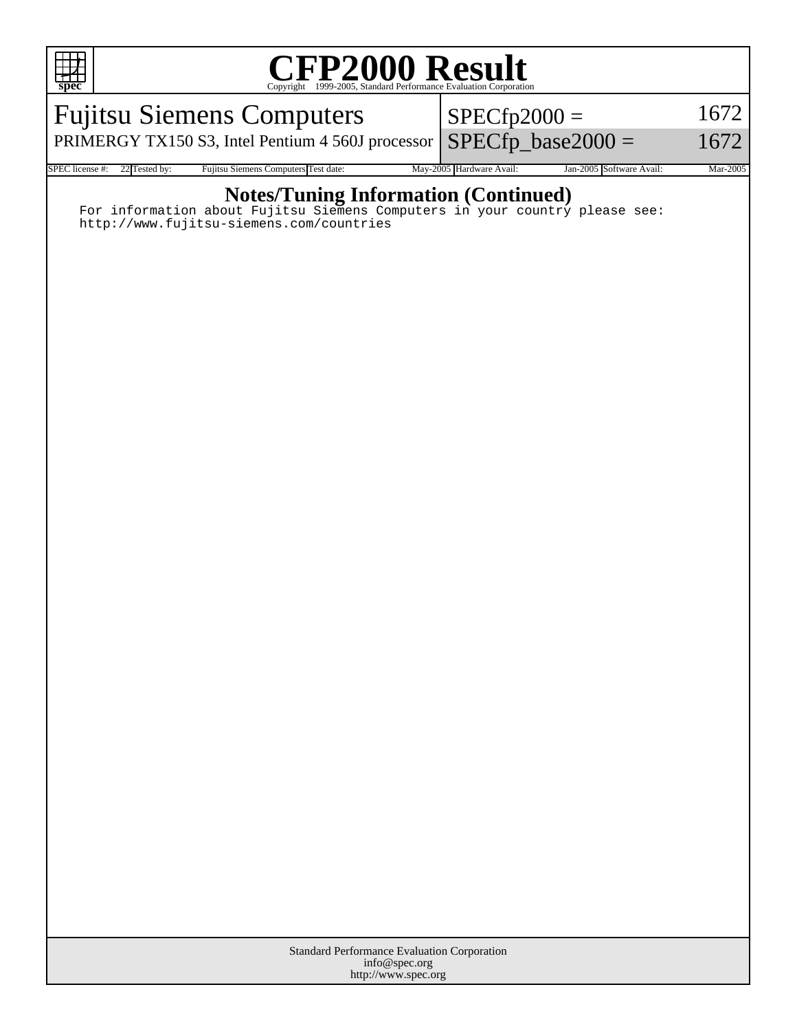# CFP2000 Result

Copyright 1999-2005, Standard Performance Evaluation Corporation

## Fujitsu Siemens Computers

PRIMERGY TX150 S3, Intel Pentium 4 560J processor

SPECfp2000 = 1672

SPECfp_base2000 = 1672

| SPEC license #: | 22 | Tested by: | Fujitsu Siemens Computers | Test date: | May-2005 | Hardware Avail: | Jan-2005 | Software Avail: | Mar-2005 |
|---|---|---|---|---|---|---|---|---|---|

### Notes/Tuning Information (Continued)

```
For information about Fujitsu Siemens Computers in your country please see:
http://www.fujitsu-siemens.com/countries
```